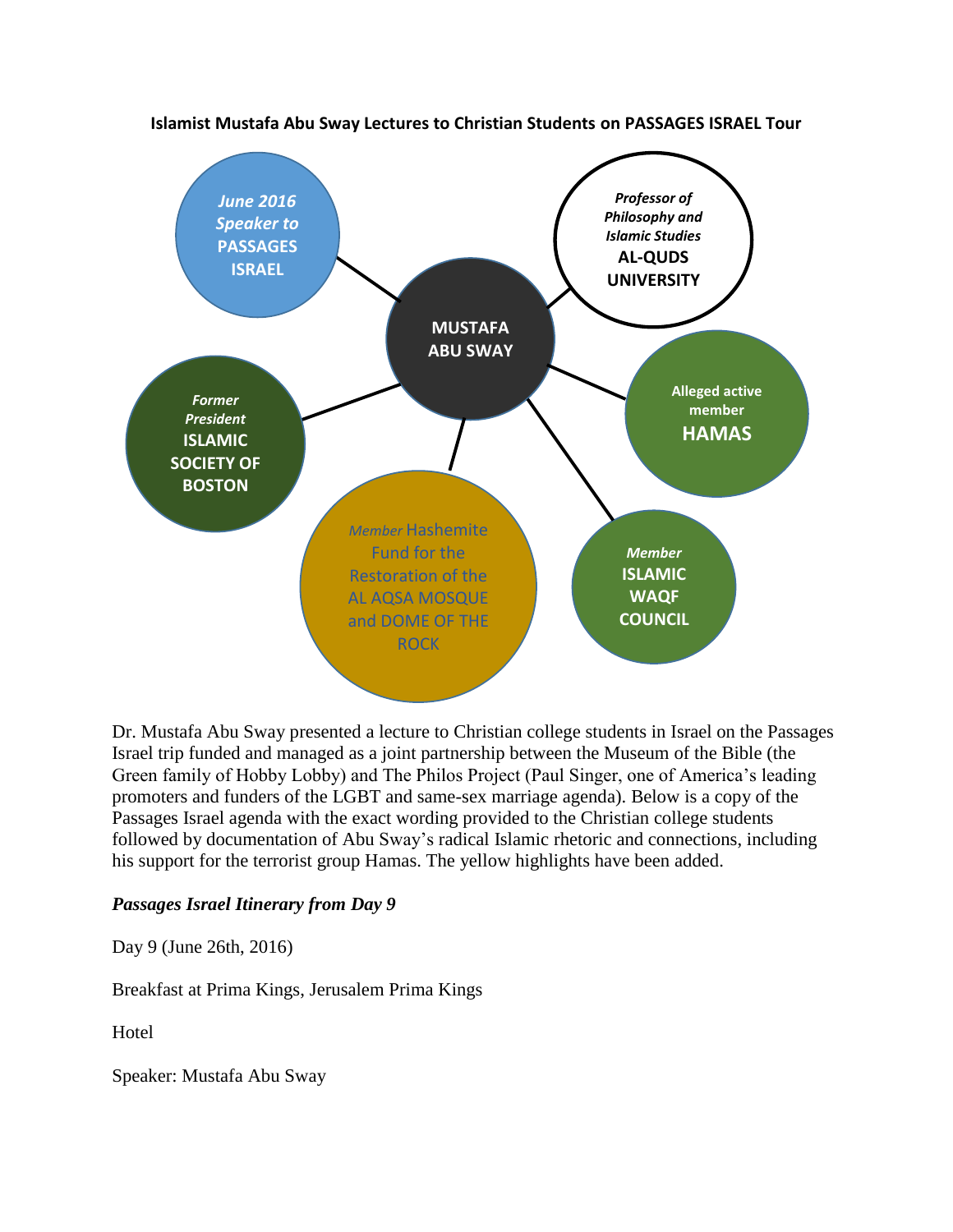**Islamist Mustafa Abu Sway Lectures to Christian Students on PASSAGES ISRAEL Tour**

**MUSTAFA ABU SWAY**

- ***June 2016 Speaker to* PASSAGES ISRAEL**
- ***Professor of Philosophy and Islamic Studies* AL-QUDS UNIVERSITY**
- **Alleged active member HAMAS**
- ***Member* ISLAMIC WAQF COUNCIL**
- *Member* Hashemite Fund for the Restoration of the AL AQSA MOSQUE and DOME OF THE ROCK
- ***Former President* ISLAMIC SOCIETY OF BOSTON**

Dr. Mustafa Abu Sway presented a lecture to Christian college students in Israel on the Passages Israel trip funded and managed as a joint partnership between the Museum of the Bible (the Green family of Hobby Lobby) and The Philos Project (Paul Singer, one of America's leading promoters and funders of the LGBT and same-sex marriage agenda). Below is a copy of the Passages Israel agenda with the exact wording provided to the Christian college students followed by documentation of Abu Sway's radical Islamic rhetoric and connections, including his support for the terrorist group Hamas. The yellow highlights have been added.

***Passages Israel Itinerary from Day 9***

Day 9 (June 26th, 2016)

Breakfast at Prima Kings, Jerusalem Prima Kings

Hotel

Speaker: Mustafa Abu Sway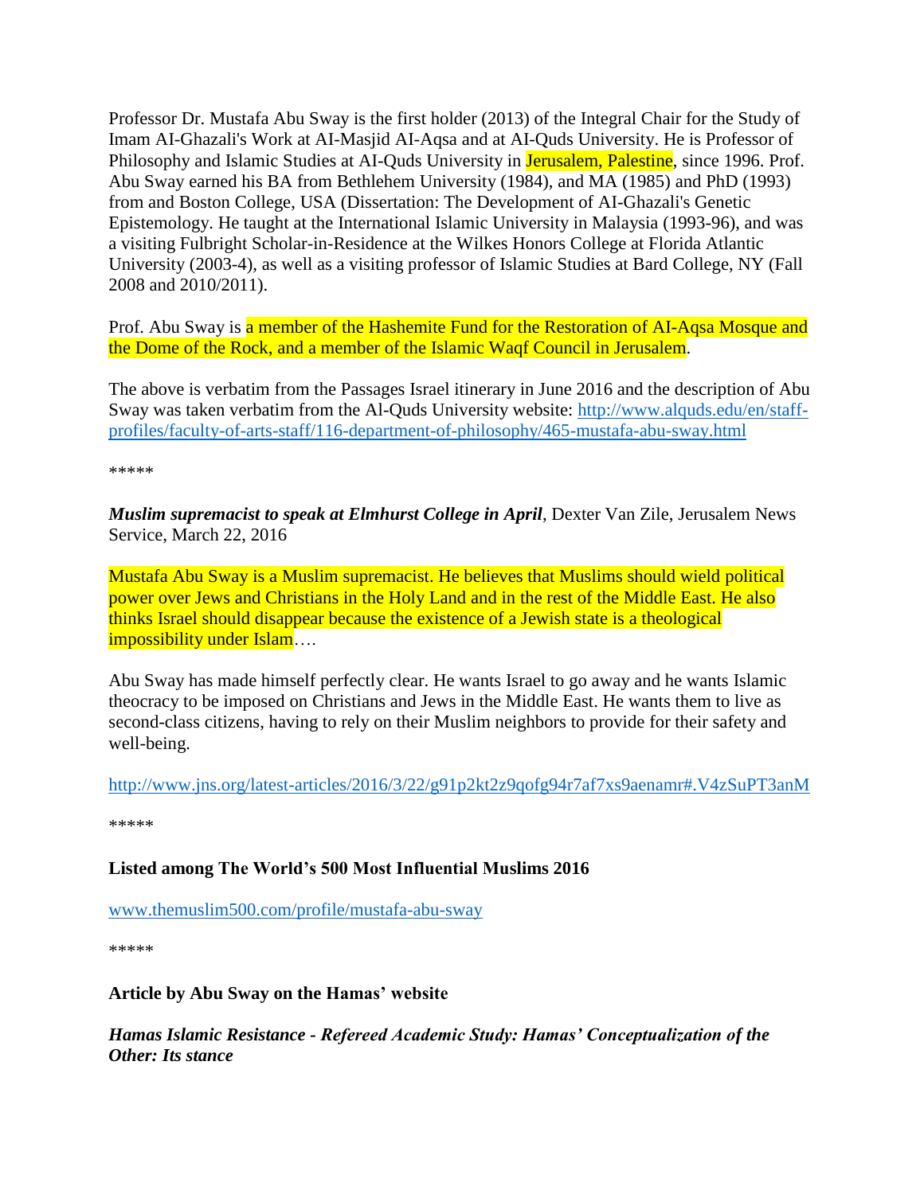Professor Dr. Mustafa Abu Sway is the first holder (2013) of the Integral Chair for the Study of Imam AI-Ghazali's Work at AI-Masjid AI-Aqsa and at AI-Quds University. He is Professor of Philosophy and Islamic Studies at AI-Quds University in Jerusalem, Palestine, since 1996. Prof. Abu Sway earned his BA from Bethlehem University (1984), and MA (1985) and PhD (1993) from and Boston College, USA (Dissertation: The Development of AI-Ghazali's Genetic Epistemology. He taught at the International Islamic University in Malaysia (1993-96), and was a visiting Fulbright Scholar-in-Residence at the Wilkes Honors College at Florida Atlantic University (2003-4), as well as a visiting professor of Islamic Studies at Bard College, NY (Fall 2008 and 2010/2011).

Prof. Abu Sway is a member of the Hashemite Fund for the Restoration of AI-Aqsa Mosque and the Dome of the Rock, and a member of the Islamic Waqf Council in Jerusalem.

The above is verbatim from the Passages Israel itinerary in June 2016 and the description of Abu Sway was taken verbatim from the Al-Quds University website: http://www.alquds.edu/en/staff-profiles/faculty-of-arts-staff/116-department-of-philosophy/465-mustafa-abu-sway.html

*****

***Muslim supremacist to speak at Elmhurst College in April***, Dexter Van Zile, Jerusalem News Service, March 22, 2016

Mustafa Abu Sway is a Muslim supremacist. He believes that Muslims should wield political power over Jews and Christians in the Holy Land and in the rest of the Middle East. He also thinks Israel should disappear because the existence of a Jewish state is a theological impossibility under Islam….

Abu Sway has made himself perfectly clear. He wants Israel to go away and he wants Islamic theocracy to be imposed on Christians and Jews in the Middle East. He wants them to live as second-class citizens, having to rely on their Muslim neighbors to provide for their safety and well-being.

http://www.jns.org/latest-articles/2016/3/22/g91p2kt2z9qofg94r7af7xs9aenamr#.V4zSuPT3anM

*****

**Listed among The World's 500 Most Influential Muslims 2016**

www.themuslim500.com/profile/mustafa-abu-sway

*****

**Article by Abu Sway on the Hamas' website**

***Hamas Islamic Resistance - Refereed Academic Study: Hamas' Conceptualization of the Other: Its stance***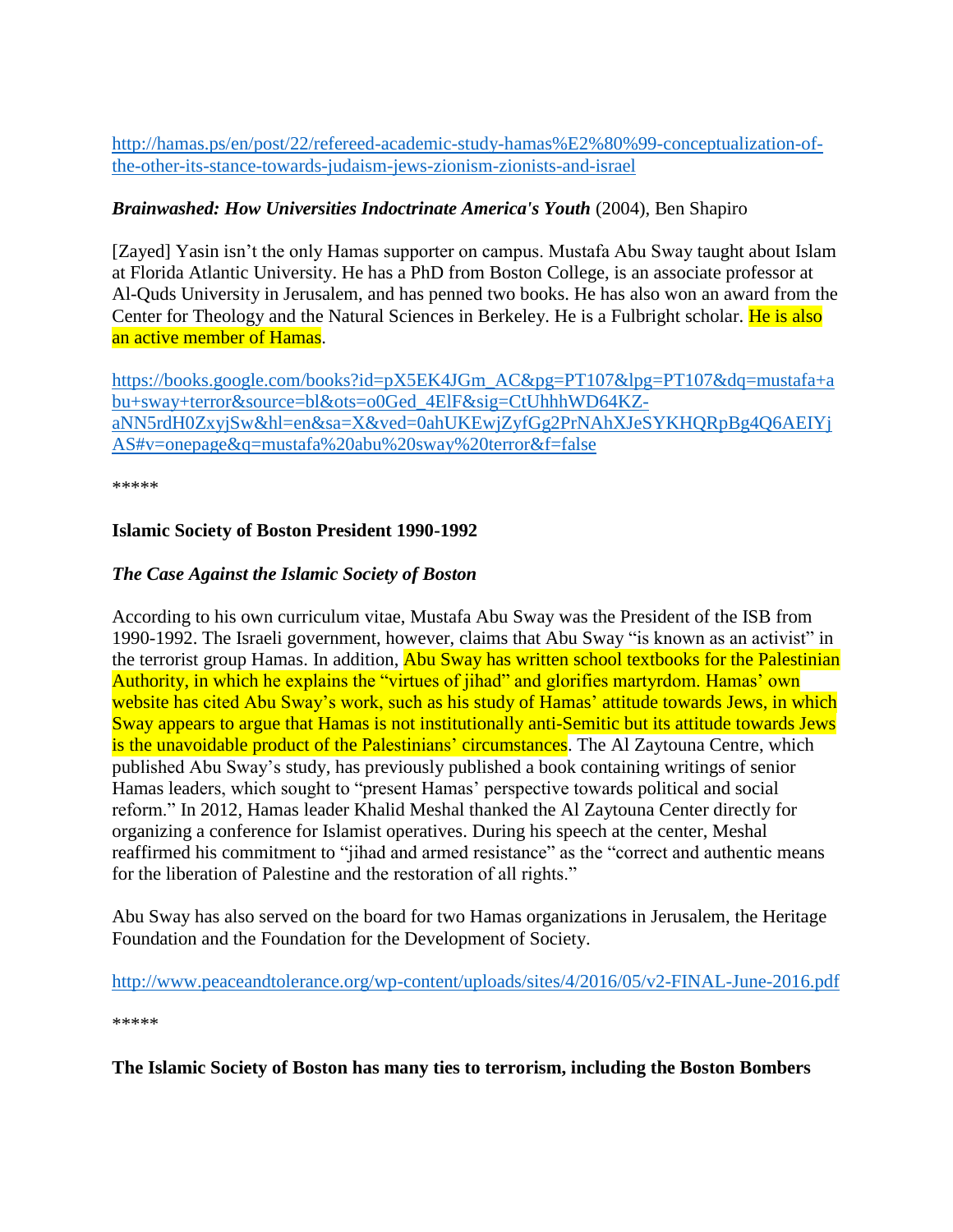[http://hamas.ps/en/post/22/refereed-academic-study-hamas%E2%80%99-conceptualization-of-the-other-its-stance-towards-judaism-jews-zionism-zionists-and-israel](http://hamas.ps/en/post/22/refereed-academic-study-hamas%E2%80%99-conceptualization-of-the-other-its-stance-towards-judaism-jews-zionism-zionists-and-israel)

***Brainwashed: How Universities Indoctrinate America's Youth*** (2004), Ben Shapiro

[Zayed] Yasin isn't the only Hamas supporter on campus. Mustafa Abu Sway taught about Islam at Florida Atlantic University. He has a PhD from Boston College, is an associate professor at Al-Quds University in Jerusalem, and has penned two books. He has also won an award from the Center for Theology and the Natural Sciences in Berkeley. He is a Fulbright scholar. He is also an active member of Hamas.

[https://books.google.com/books?id=pX5EK4JGm_AC&pg=PT107&lpg=PT107&dq=mustafa+abu+sway+terror&source=bl&ots=o0Ged_4ElF&sig=CtUhhhWD64KZ-aNN5rdH0ZxyjSw&hl=en&sa=X&ved=0ahUKEwjZyfGg2PrNAhXJeSYKHQRpBg4Q6AEIYjAS#v=onepage&q=mustafa%20abu%20sway%20terror&f=false](https://books.google.com/books?id=pX5EK4JGm_AC&pg=PT107&lpg=PT107&dq=mustafa+abu+sway+terror&source=bl&ots=o0Ged_4ElF&sig=CtUhhhWD64KZ-aNN5rdH0ZxyjSw&hl=en&sa=X&ved=0ahUKEwjZyfGg2PrNAhXJeSYKHQRpBg4Q6AEIYjAS#v=onepage&q=mustafa%20abu%20sway%20terror&f=false)

*****

**Islamic Society of Boston President 1990-1992**

***The Case Against the Islamic Society of Boston***

According to his own curriculum vitae, Mustafa Abu Sway was the President of the ISB from 1990-1992. The Israeli government, however, claims that Abu Sway "is known as an activist" in the terrorist group Hamas. In addition, Abu Sway has written school textbooks for the Palestinian Authority, in which he explains the "virtues of jihad" and glorifies martyrdom. Hamas' own website has cited Abu Sway's work, such as his study of Hamas' attitude towards Jews, in which Sway appears to argue that Hamas is not institutionally anti-Semitic but its attitude towards Jews is the unavoidable product of the Palestinians' circumstances. The Al Zaytouna Centre, which published Abu Sway's study, has previously published a book containing writings of senior Hamas leaders, which sought to "present Hamas' perspective towards political and social reform." In 2012, Hamas leader Khalid Meshal thanked the Al Zaytouna Center directly for organizing a conference for Islamist operatives. During his speech at the center, Meshal reaffirmed his commitment to "jihad and armed resistance" as the "correct and authentic means for the liberation of Palestine and the restoration of all rights."

Abu Sway has also served on the board for two Hamas organizations in Jerusalem, the Heritage Foundation and the Foundation for the Development of Society.

[http://www.peaceandtolerance.org/wp-content/uploads/sites/4/2016/05/v2-FINAL-June-2016.pdf](http://www.peaceandtolerance.org/wp-content/uploads/sites/4/2016/05/v2-FINAL-June-2016.pdf)

*****

**The Islamic Society of Boston has many ties to terrorism, including the Boston Bombers**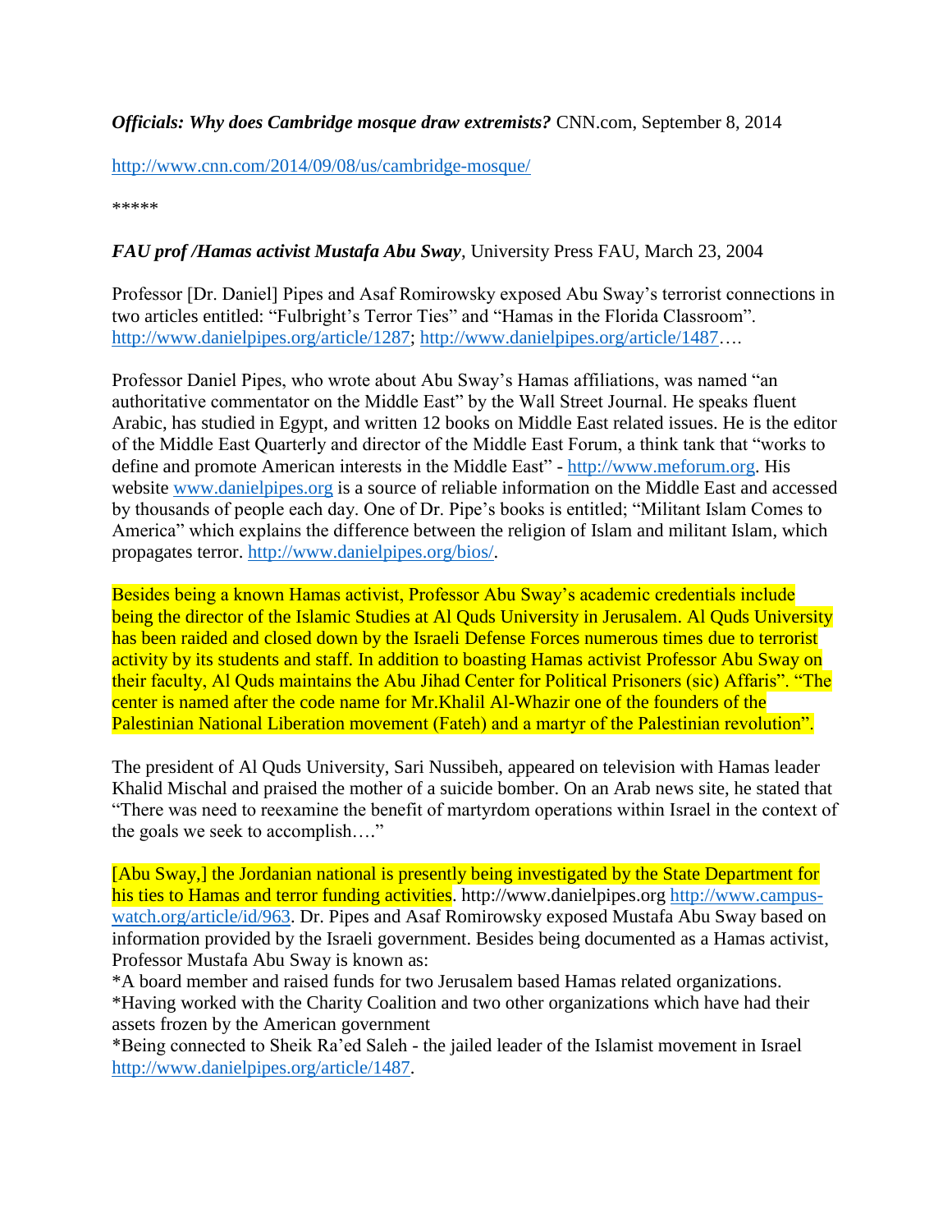***Officials: Why does Cambridge mosque draw extremists?*** CNN.com, September 8, 2014

http://www.cnn.com/2014/09/08/us/cambridge-mosque/

*****

***FAU prof /Hamas activist Mustafa Abu Sway***, University Press FAU, March 23, 2004

Professor [Dr. Daniel] Pipes and Asaf Romirowsky exposed Abu Sway's terrorist connections in two articles entitled: "Fulbright's Terror Ties" and "Hamas in the Florida Classroom". http://www.danielpipes.org/article/1287; http://www.danielpipes.org/article/1487….

Professor Daniel Pipes, who wrote about Abu Sway's Hamas affiliations, was named "an authoritative commentator on the Middle East" by the Wall Street Journal. He speaks fluent Arabic, has studied in Egypt, and written 12 books on Middle East related issues. He is the editor of the Middle East Quarterly and director of the Middle East Forum, a think tank that "works to define and promote American interests in the Middle East" - http://www.meforum.org. His website www.danielpipes.org is a source of reliable information on the Middle East and accessed by thousands of people each day. One of Dr. Pipe's books is entitled; "Militant Islam Comes to America" which explains the difference between the religion of Islam and militant Islam, which propagates terror. http://www.danielpipes.org/bios/.

Besides being a known Hamas activist, Professor Abu Sway's academic credentials include being the director of the Islamic Studies at Al Quds University in Jerusalem. Al Quds University has been raided and closed down by the Israeli Defense Forces numerous times due to terrorist activity by its students and staff. In addition to boasting Hamas activist Professor Abu Sway on their faculty, Al Quds maintains the Abu Jihad Center for Political Prisoners (sic) Affaris". "The center is named after the code name for Mr.Khalil Al-Whazir one of the founders of the Palestinian National Liberation movement (Fateh) and a martyr of the Palestinian revolution".

The president of Al Quds University, Sari Nussibeh, appeared on television with Hamas leader Khalid Mischal and praised the mother of a suicide bomber. On an Arab news site, he stated that "There was need to reexamine the benefit of martyrdom operations within Israel in the context of the goals we seek to accomplish…."

[Abu Sway,] the Jordanian national is presently being investigated by the State Department for his ties to Hamas and terror funding activities. http://www.danielpipes.org http://www.campus-watch.org/article/id/963. Dr. Pipes and Asaf Romirowsky exposed Mustafa Abu Sway based on information provided by the Israeli government. Besides being documented as a Hamas activist, Professor Mustafa Abu Sway is known as:

*A board member and raised funds for two Jerusalem based Hamas related organizations.
*Having worked with the Charity Coalition and two other organizations which have had their assets frozen by the American government
*Being connected to Sheik Ra'ed Saleh - the jailed leader of the Islamist movement in Israel http://www.danielpipes.org/article/1487.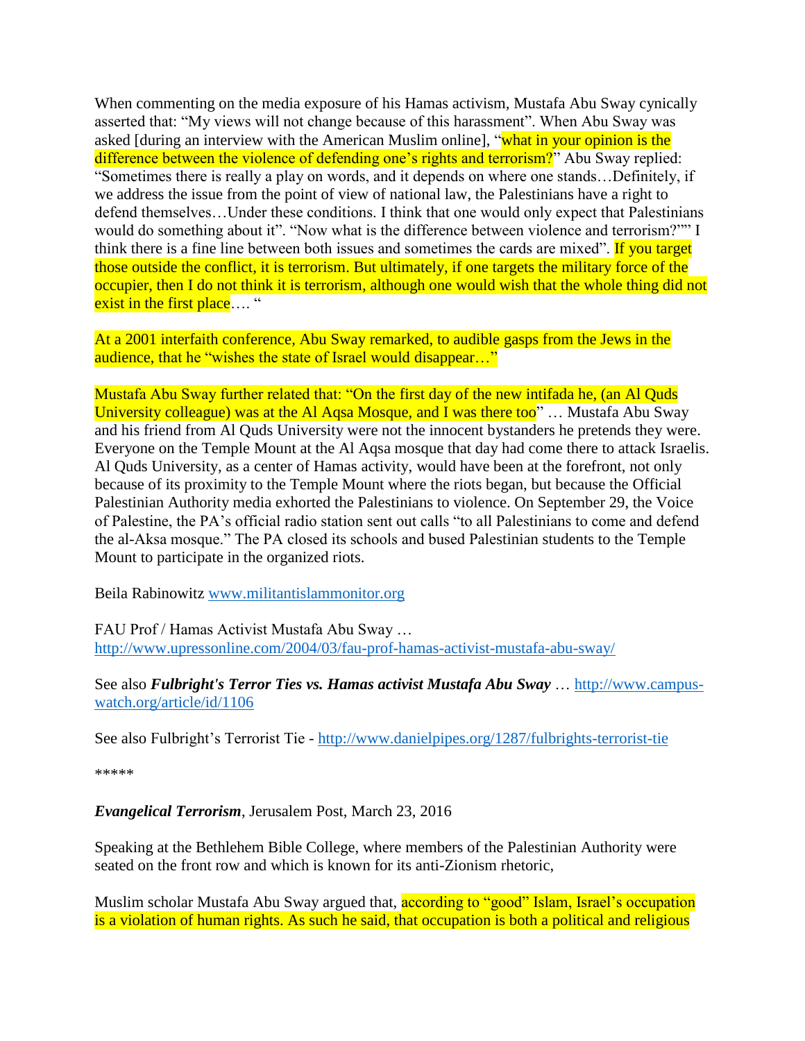When commenting on the media exposure of his Hamas activism, Mustafa Abu Sway cynically asserted that: “My views will not change because of this harassment”. When Abu Sway was asked [during an interview with the American Muslim online], “what in your opinion is the difference between the violence of defending one’s rights and terrorism?” Abu Sway replied: “Sometimes there is really a play on words, and it depends on where one stands…Definitely, if we address the issue from the point of view of national law, the Palestinians have a right to defend themselves…Under these conditions. I think that one would only expect that Palestinians would do something about it”. “Now what is the difference between violence and terrorism?”” I think there is a fine line between both issues and sometimes the cards are mixed”. If you target those outside the conflict, it is terrorism. But ultimately, if one targets the military force of the occupier, then I do not think it is terrorism, although one would wish that the whole thing did not exist in the first place…. “

At a 2001 interfaith conference, Abu Sway remarked, to audible gasps from the Jews in the audience, that he “wishes the state of Israel would disappear…”

Mustafa Abu Sway further related that: “On the first day of the new intifada he, (an Al Quds University colleague) was at the Al Aqsa Mosque, and I was there too” … Mustafa Abu Sway and his friend from Al Quds University were not the innocent bystanders he pretends they were. Everyone on the Temple Mount at the Al Aqsa mosque that day had come there to attack Israelis. Al Quds University, as a center of Hamas activity, would have been at the forefront, not only because of its proximity to the Temple Mount where the riots began, but because the Official Palestinian Authority media exhorted the Palestinians to violence. On September 29, the Voice of Palestine, the PA’s official radio station sent out calls “to all Palestinians to come and defend the al-Aksa mosque.” The PA closed its schools and bused Palestinian students to the Temple Mount to participate in the organized riots.

Beila Rabinowitz www.militantislammonitor.org

FAU Prof / Hamas Activist Mustafa Abu Sway …
http://www.upressonline.com/2004/03/fau-prof-hamas-activist-mustafa-abu-sway/

See also ***Fulbright's Terror Ties vs. Hamas activist Mustafa Abu Sway*** … http://www.campus-watch.org/article/id/1106

See also Fulbright’s Terrorist Tie - http://www.danielpipes.org/1287/fulbrights-terrorist-tie

*****

***Evangelical Terrorism***, Jerusalem Post, March 23, 2016

Speaking at the Bethlehem Bible College, where members of the Palestinian Authority were seated on the front row and which is known for its anti-Zionism rhetoric,

Muslim scholar Mustafa Abu Sway argued that, according to “good” Islam, Israel’s occupation is a violation of human rights. As such he said, that occupation is both a political and religious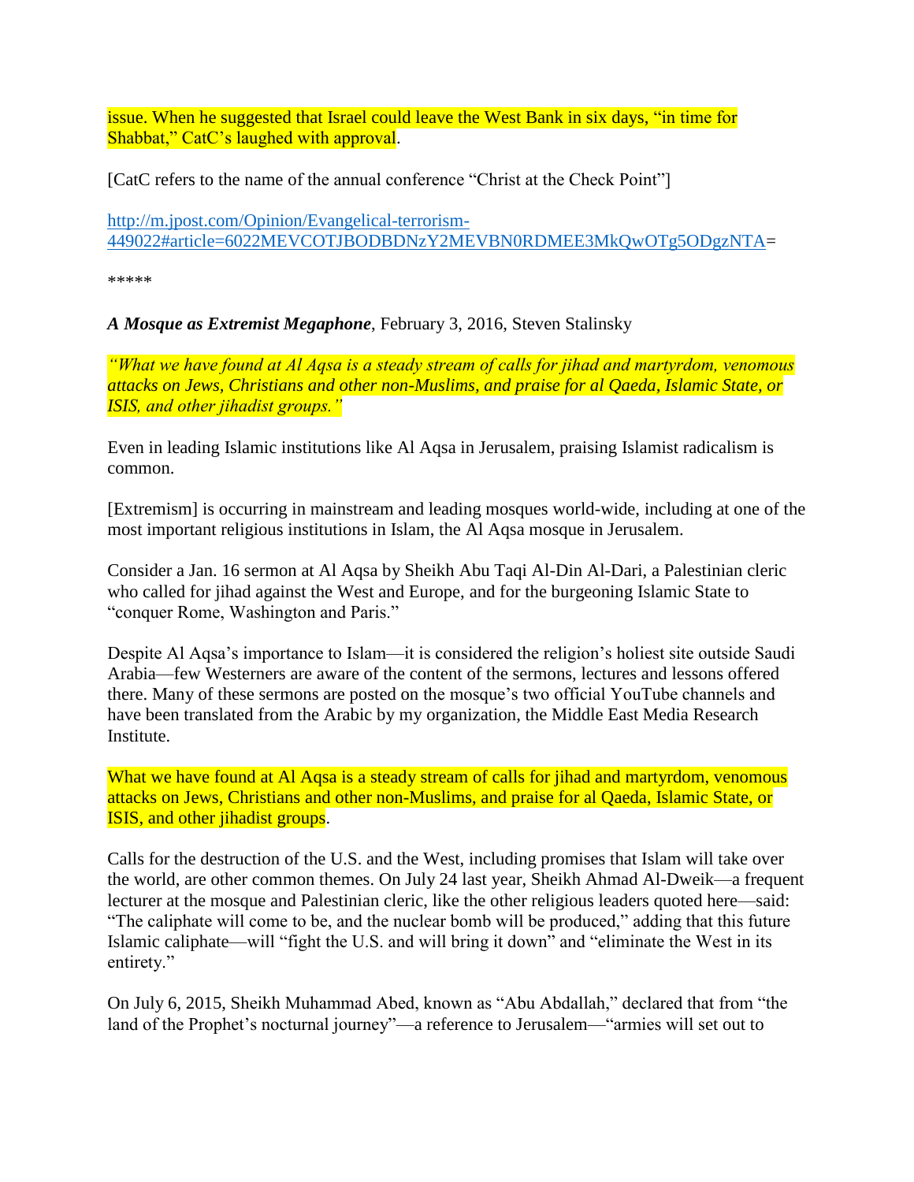issue. When he suggested that Israel could leave the West Bank in six days, "in time for Shabbat," CatC's laughed with approval.

[CatC refers to the name of the annual conference "Christ at the Check Point"]

http://m.jpost.com/Opinion/Evangelical-terrorism-449022#article=6022MEVCOTJBODBDNzY2MEVBN0RDMEE3MkQwOTg5ODgzNTA=

*****

***A Mosque as Extremist Megaphone***, February 3, 2016, Steven Stalinsky

*"What we have found at Al Aqsa is a steady stream of calls for jihad and martyrdom, venomous attacks on Jews, Christians and other non-Muslims, and praise for al Qaeda, Islamic State, or ISIS, and other jihadist groups."*

Even in leading Islamic institutions like Al Aqsa in Jerusalem, praising Islamist radicalism is common.

[Extremism] is occurring in mainstream and leading mosques world-wide, including at one of the most important religious institutions in Islam, the Al Aqsa mosque in Jerusalem.

Consider a Jan. 16 sermon at Al Aqsa by Sheikh Abu Taqi Al-Din Al-Dari, a Palestinian cleric who called for jihad against the West and Europe, and for the burgeoning Islamic State to "conquer Rome, Washington and Paris."

Despite Al Aqsa's importance to Islam—it is considered the religion's holiest site outside Saudi Arabia—few Westerners are aware of the content of the sermons, lectures and lessons offered there. Many of these sermons are posted on the mosque's two official YouTube channels and have been translated from the Arabic by my organization, the Middle East Media Research Institute.

What we have found at Al Aqsa is a steady stream of calls for jihad and martyrdom, venomous attacks on Jews, Christians and other non-Muslims, and praise for al Qaeda, Islamic State, or ISIS, and other jihadist groups.

Calls for the destruction of the U.S. and the West, including promises that Islam will take over the world, are other common themes. On July 24 last year, Sheikh Ahmad Al-Dweik—a frequent lecturer at the mosque and Palestinian cleric, like the other religious leaders quoted here—said: "The caliphate will come to be, and the nuclear bomb will be produced," adding that this future Islamic caliphate—will "fight the U.S. and will bring it down" and "eliminate the West in its entirety."

On July 6, 2015, Sheikh Muhammad Abed, known as "Abu Abdallah," declared that from "the land of the Prophet's nocturnal journey"—a reference to Jerusalem—"armies will set out to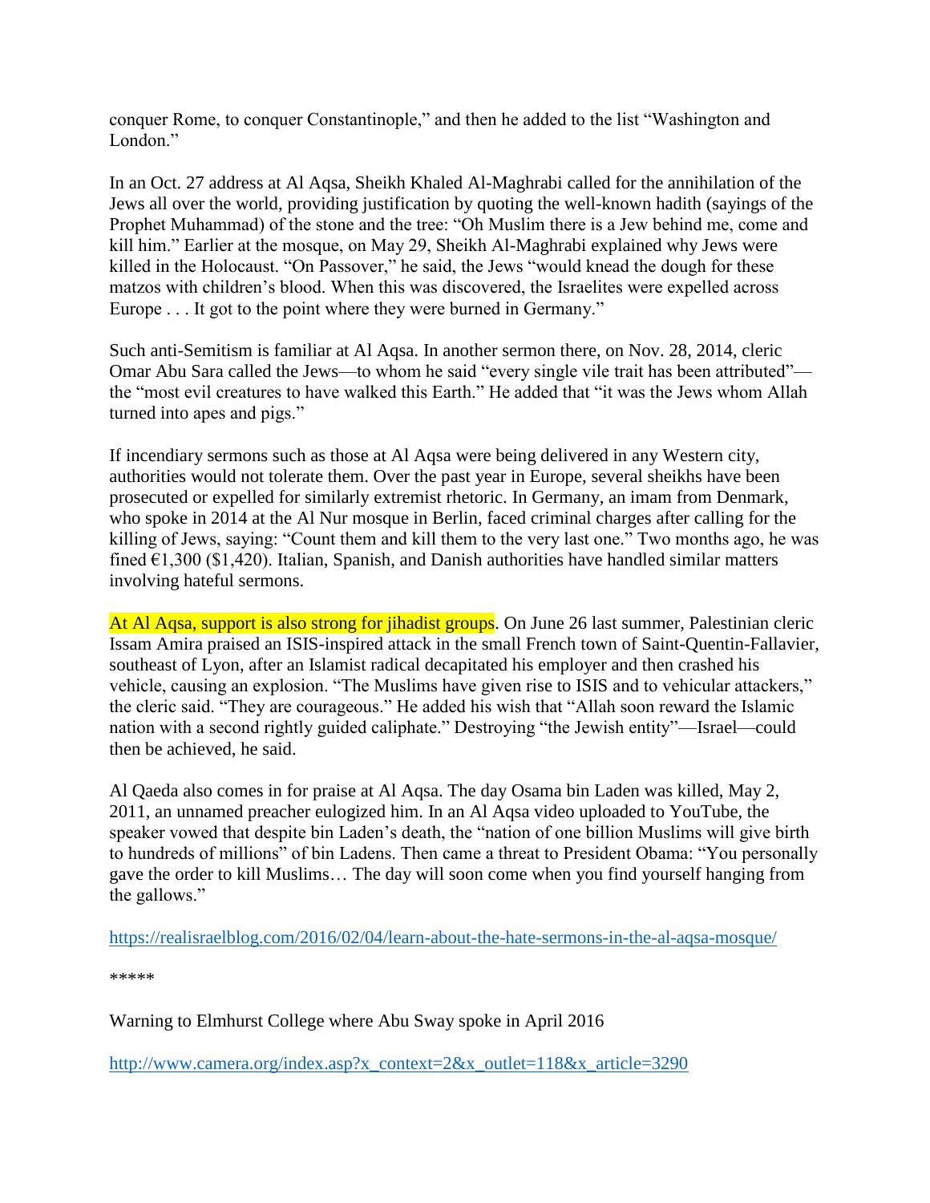conquer Rome, to conquer Constantinople," and then he added to the list "Washington and London."

In an Oct. 27 address at Al Aqsa, Sheikh Khaled Al-Maghrabi called for the annihilation of the Jews all over the world, providing justification by quoting the well-known hadith (sayings of the Prophet Muhammad) of the stone and the tree: "Oh Muslim there is a Jew behind me, come and kill him." Earlier at the mosque, on May 29, Sheikh Al-Maghrabi explained why Jews were killed in the Holocaust. "On Passover," he said, the Jews "would knead the dough for these matzos with children's blood. When this was discovered, the Israelites were expelled across Europe . . . It got to the point where they were burned in Germany."

Such anti-Semitism is familiar at Al Aqsa. In another sermon there, on Nov. 28, 2014, cleric Omar Abu Sara called the Jews—to whom he said "every single vile trait has been attributed"—the "most evil creatures to have walked this Earth." He added that "it was the Jews whom Allah turned into apes and pigs."

If incendiary sermons such as those at Al Aqsa were being delivered in any Western city, authorities would not tolerate them. Over the past year in Europe, several sheikhs have been prosecuted or expelled for similarly extremist rhetoric. In Germany, an imam from Denmark, who spoke in 2014 at the Al Nur mosque in Berlin, faced criminal charges after calling for the killing of Jews, saying: "Count them and kill them to the very last one." Two months ago, he was fined €1,300 ($1,420). Italian, Spanish, and Danish authorities have handled similar matters involving hateful sermons.

At Al Aqsa, support is also strong for jihadist groups. On June 26 last summer, Palestinian cleric Issam Amira praised an ISIS-inspired attack in the small French town of Saint-Quentin-Fallavier, southeast of Lyon, after an Islamist radical decapitated his employer and then crashed his vehicle, causing an explosion. "The Muslims have given rise to ISIS and to vehicular attackers," the cleric said. "They are courageous." He added his wish that "Allah soon reward the Islamic nation with a second rightly guided caliphate." Destroying "the Jewish entity"—Israel—could then be achieved, he said.

Al Qaeda also comes in for praise at Al Aqsa. The day Osama bin Laden was killed, May 2, 2011, an unnamed preacher eulogized him. In an Al Aqsa video uploaded to YouTube, the speaker vowed that despite bin Laden's death, the "nation of one billion Muslims will give birth to hundreds of millions" of bin Ladens. Then came a threat to President Obama: "You personally gave the order to kill Muslims… The day will soon come when you find yourself hanging from the gallows."

https://realisraelblog.com/2016/02/04/learn-about-the-hate-sermons-in-the-al-aqsa-mosque/

*****

Warning to Elmhurst College where Abu Sway spoke in April 2016

http://www.camera.org/index.asp?x_context=2&x_outlet=118&x_article=3290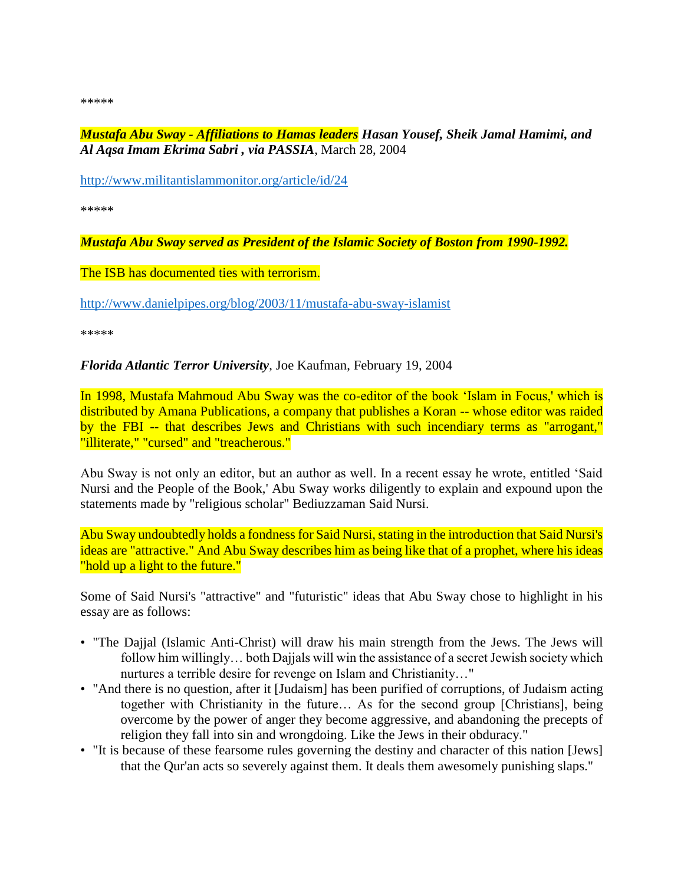\*\*\*\*\*

***Mustafa Abu Sway - Affiliations to Hamas leaders Hasan Yousef, Sheik Jamal Hamimi, and Al Aqsa Imam Ekrima Sabri , via PASSIA***, March 28, 2004

http://www.militantislammonitor.org/article/id/24

\*\*\*\*\*

***Mustafa Abu Sway served as President of the Islamic Society of Boston from 1990-1992.***

The ISB has documented ties with terrorism.

http://www.danielpipes.org/blog/2003/11/mustafa-abu-sway-islamist

\*\*\*\*\*

***Florida Atlantic Terror University***, Joe Kaufman, February 19, 2004

In 1998, Mustafa Mahmoud Abu Sway was the co-editor of the book 'Islam in Focus,' which is distributed by Amana Publications, a company that publishes a Koran -- whose editor was raided by the FBI -- that describes Jews and Christians with such incendiary terms as "arrogant," "illiterate," "cursed" and "treacherous."

Abu Sway is not only an editor, but an author as well. In a recent essay he wrote, entitled 'Said Nursi and the People of the Book,' Abu Sway works diligently to explain and expound upon the statements made by "religious scholar" Bediuzzaman Said Nursi.

Abu Sway undoubtedly holds a fondness for Said Nursi, stating in the introduction that Said Nursi's ideas are "attractive." And Abu Sway describes him as being like that of a prophet, where his ideas "hold up a light to the future."

Some of Said Nursi's "attractive" and "futuristic" ideas that Abu Sway chose to highlight in his essay are as follows:

- "The Dajjal (Islamic Anti-Christ) will draw his main strength from the Jews. The Jews will follow him willingly… both Dajjals will win the assistance of a secret Jewish society which nurtures a terrible desire for revenge on Islam and Christianity…"
- "And there is no question, after it [Judaism] has been purified of corruptions, of Judaism acting together with Christianity in the future… As for the second group [Christians], being overcome by the power of anger they become aggressive, and abandoning the precepts of religion they fall into sin and wrongdoing. Like the Jews in their obduracy."
- "It is because of these fearsome rules governing the destiny and character of this nation [Jews] that the Qur'an acts so severely against them. It deals them awesomely punishing slaps."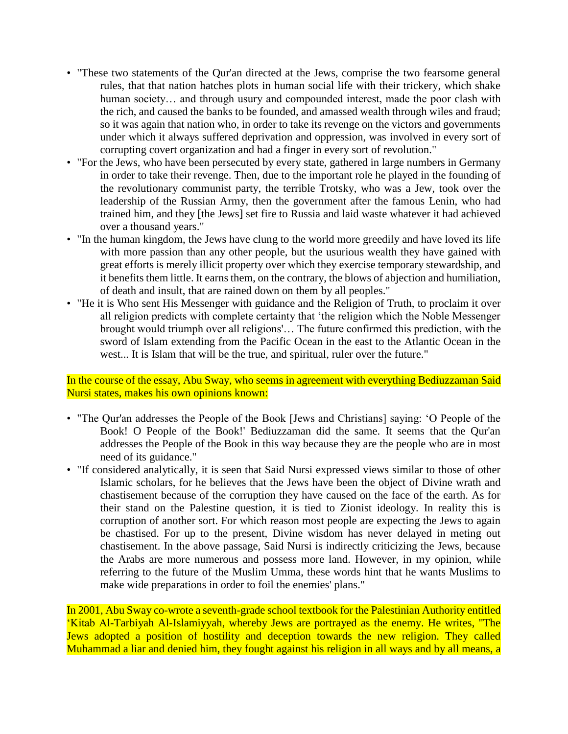- "These two statements of the Qur'an directed at the Jews, comprise the two fearsome general rules, that that nation hatches plots in human social life with their trickery, which shake human society… and through usury and compounded interest, made the poor clash with the rich, and caused the banks to be founded, and amassed wealth through wiles and fraud; so it was again that nation who, in order to take its revenge on the victors and governments under which it always suffered deprivation and oppression, was involved in every sort of corrupting covert organization and had a finger in every sort of revolution."
- "For the Jews, who have been persecuted by every state, gathered in large numbers in Germany in order to take their revenge. Then, due to the important role he played in the founding of the revolutionary communist party, the terrible Trotsky, who was a Jew, took over the leadership of the Russian Army, then the government after the famous Lenin, who had trained him, and they [the Jews] set fire to Russia and laid waste whatever it had achieved over a thousand years."
- "In the human kingdom, the Jews have clung to the world more greedily and have loved its life with more passion than any other people, but the usurious wealth they have gained with great efforts is merely illicit property over which they exercise temporary stewardship, and it benefits them little. It earns them, on the contrary, the blows of abjection and humiliation, of death and insult, that are rained down on them by all peoples."
- "He it is Who sent His Messenger with guidance and the Religion of Truth, to proclaim it over all religion predicts with complete certainty that 'the religion which the Noble Messenger brought would triumph over all religions'… The future confirmed this prediction, with the sword of Islam extending from the Pacific Ocean in the east to the Atlantic Ocean in the west... It is Islam that will be the true, and spiritual, ruler over the future."

In the course of the essay, Abu Sway, who seems in agreement with everything Bediuzzaman Said Nursi states, makes his own opinions known:

- "The Qur'an addresses the People of the Book [Jews and Christians] saying: 'O People of the Book! O People of the Book!' Bediuzzaman did the same. It seems that the Qur'an addresses the People of the Book in this way because they are the people who are in most need of its guidance."
- "If considered analytically, it is seen that Said Nursi expressed views similar to those of other Islamic scholars, for he believes that the Jews have been the object of Divine wrath and chastisement because of the corruption they have caused on the face of the earth. As for their stand on the Palestine question, it is tied to Zionist ideology. In reality this is corruption of another sort. For which reason most people are expecting the Jews to again be chastised. For up to the present, Divine wisdom has never delayed in meting out chastisement. In the above passage, Said Nursi is indirectly criticizing the Jews, because the Arabs are more numerous and possess more land. However, in my opinion, while referring to the future of the Muslim Umma, these words hint that he wants Muslims to make wide preparations in order to foil the enemies' plans."

In 2001, Abu Sway co-wrote a seventh-grade school textbook for the Palestinian Authority entitled 'Kitab Al-Tarbiyah Al-Islamiyyah, whereby Jews are portrayed as the enemy. He writes, "The Jews adopted a position of hostility and deception towards the new religion. They called Muhammad a liar and denied him, they fought against his religion in all ways and by all means, a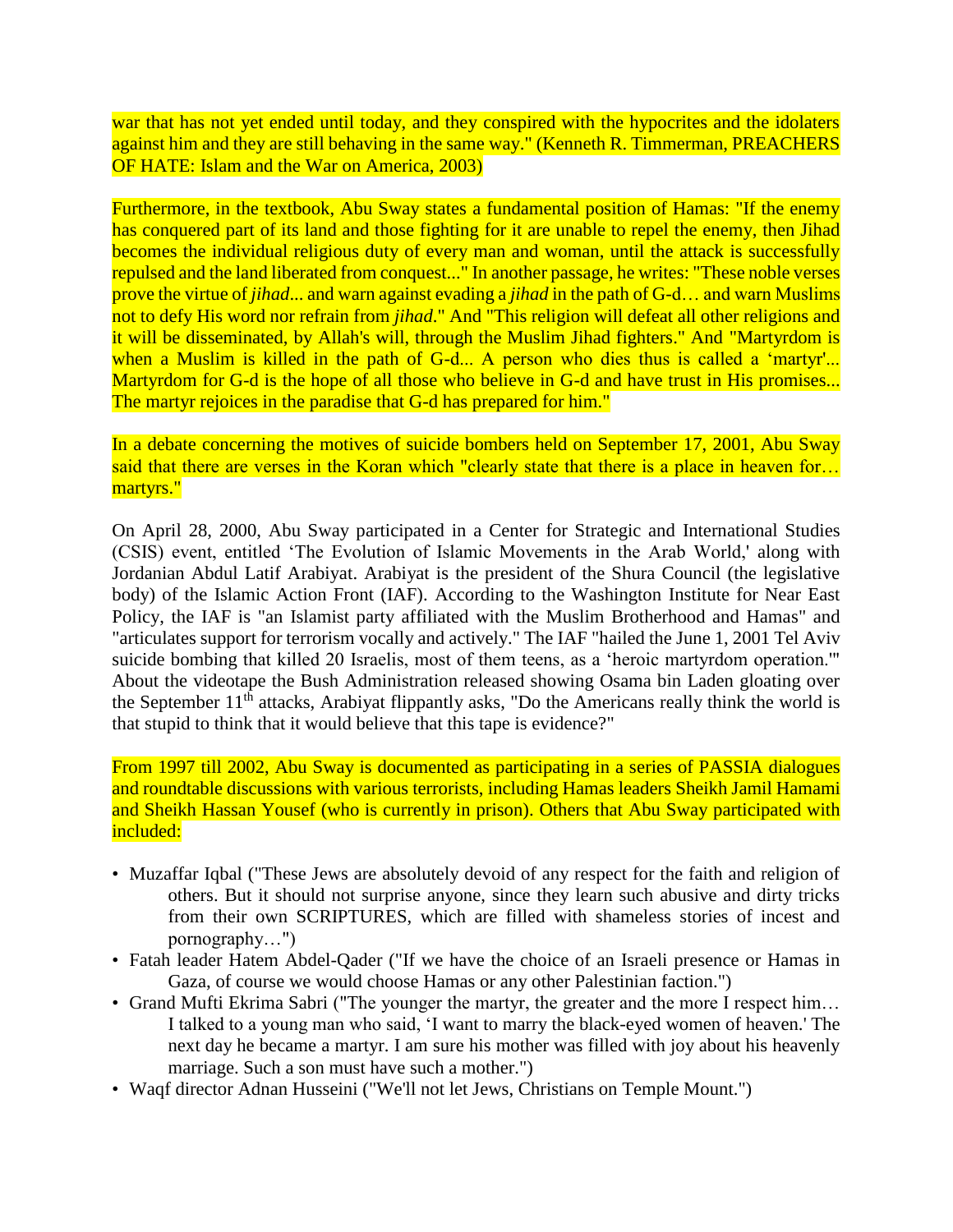war that has not yet ended until today, and they conspired with the hypocrites and the idolaters against him and they are still behaving in the same way." (Kenneth R. Timmerman, PREACHERS OF HATE: Islam and the War on America, 2003)

Furthermore, in the textbook, Abu Sway states a fundamental position of Hamas: "If the enemy has conquered part of its land and those fighting for it are unable to repel the enemy, then Jihad becomes the individual religious duty of every man and woman, until the attack is successfully repulsed and the land liberated from conquest..." In another passage, he writes: "These noble verses prove the virtue of *jihad*... and warn against evading a *jihad* in the path of G-d… and warn Muslims not to defy His word nor refrain from *jihad*." And "This religion will defeat all other religions and it will be disseminated, by Allah's will, through the Muslim Jihad fighters." And "Martyrdom is when a Muslim is killed in the path of G-d... A person who dies thus is called a 'martyr'... Martyrdom for G-d is the hope of all those who believe in G-d and have trust in His promises... The martyr rejoices in the paradise that G-d has prepared for him."

In a debate concerning the motives of suicide bombers held on September 17, 2001, Abu Sway said that there are verses in the Koran which "clearly state that there is a place in heaven for… martyrs."

On April 28, 2000, Abu Sway participated in a Center for Strategic and International Studies (CSIS) event, entitled 'The Evolution of Islamic Movements in the Arab World,' along with Jordanian Abdul Latif Arabiyat. Arabiyat is the president of the Shura Council (the legislative body) of the Islamic Action Front (IAF). According to the Washington Institute for Near East Policy, the IAF is "an Islamist party affiliated with the Muslim Brotherhood and Hamas" and "articulates support for terrorism vocally and actively." The IAF "hailed the June 1, 2001 Tel Aviv suicide bombing that killed 20 Israelis, most of them teens, as a 'heroic martyrdom operation.'" About the videotape the Bush Administration released showing Osama bin Laden gloating over the September 11th attacks, Arabiyat flippantly asks, "Do the Americans really think the world is that stupid to think that it would believe that this tape is evidence?"

From 1997 till 2002, Abu Sway is documented as participating in a series of PASSIA dialogues and roundtable discussions with various terrorists, including Hamas leaders Sheikh Jamil Hamami and Sheikh Hassan Yousef (who is currently in prison). Others that Abu Sway participated with included:

- Muzaffar Iqbal ("These Jews are absolutely devoid of any respect for the faith and religion of others. But it should not surprise anyone, since they learn such abusive and dirty tricks from their own SCRIPTURES, which are filled with shameless stories of incest and pornography…")
- Fatah leader Hatem Abdel-Qader ("If we have the choice of an Israeli presence or Hamas in Gaza, of course we would choose Hamas or any other Palestinian faction.")
- Grand Mufti Ekrima Sabri ("The younger the martyr, the greater and the more I respect him… I talked to a young man who said, 'I want to marry the black-eyed women of heaven.' The next day he became a martyr. I am sure his mother was filled with joy about his heavenly marriage. Such a son must have such a mother.")
- Waqf director Adnan Husseini ("We'll not let Jews, Christians on Temple Mount.")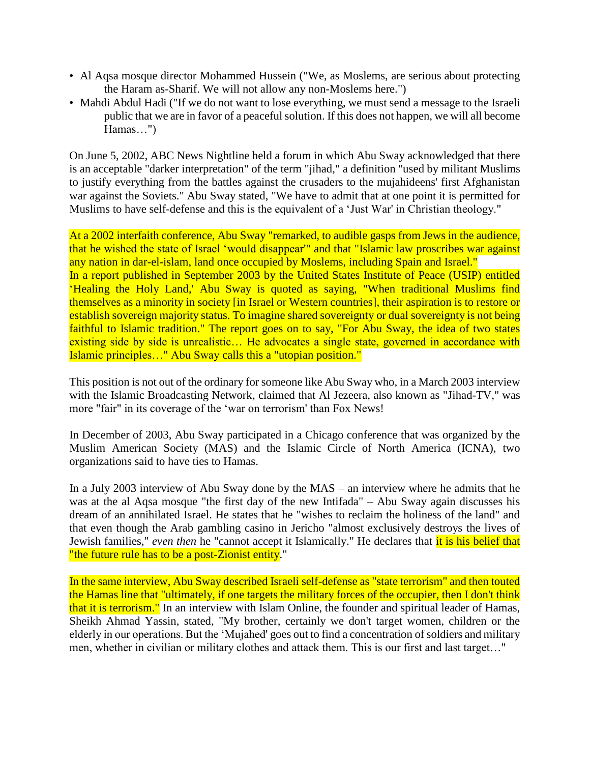- Al Aqsa mosque director Mohammed Hussein ("We, as Moslems, are serious about protecting the Haram as-Sharif. We will not allow any non-Moslems here.")
- Mahdi Abdul Hadi ("If we do not want to lose everything, we must send a message to the Israeli public that we are in favor of a peaceful solution. If this does not happen, we will all become Hamas…")

On June 5, 2002, ABC News Nightline held a forum in which Abu Sway acknowledged that there is an acceptable "darker interpretation" of the term "jihad," a definition "used by militant Muslims to justify everything from the battles against the crusaders to the mujahideens' first Afghanistan war against the Soviets." Abu Sway stated, "We have to admit that at one point it is permitted for Muslims to have self-defense and this is the equivalent of a 'Just War' in Christian theology."

At a 2002 interfaith conference, Abu Sway "remarked, to audible gasps from Jews in the audience, that he wished the state of Israel 'would disappear'" and that "Islamic law proscribes war against any nation in dar-el-islam, land once occupied by Moslems, including Spain and Israel."
In a report published in September 2003 by the United States Institute of Peace (USIP) entitled 'Healing the Holy Land,' Abu Sway is quoted as saying, "When traditional Muslims find themselves as a minority in society [in Israel or Western countries], their aspiration is to restore or establish sovereign majority status. To imagine shared sovereignty or dual sovereignty is not being faithful to Islamic tradition." The report goes on to say, "For Abu Sway, the idea of two states existing side by side is unrealistic… He advocates a single state, governed in accordance with Islamic principles…" Abu Sway calls this a "utopian position."

This position is not out of the ordinary for someone like Abu Sway who, in a March 2003 interview with the Islamic Broadcasting Network, claimed that Al Jezeera, also known as "Jihad-TV," was more "fair" in its coverage of the 'war on terrorism' than Fox News!

In December of 2003, Abu Sway participated in a Chicago conference that was organized by the Muslim American Society (MAS) and the Islamic Circle of North America (ICNA), two organizations said to have ties to Hamas.

In a July 2003 interview of Abu Sway done by the MAS – an interview where he admits that he was at the al Aqsa mosque "the first day of the new Intifada" – Abu Sway again discusses his dream of an annihilated Israel. He states that he "wishes to reclaim the holiness of the land" and that even though the Arab gambling casino in Jericho "almost exclusively destroys the lives of Jewish families," *even then* he "cannot accept it Islamically." He declares that it is his belief that "the future rule has to be a post-Zionist entity."

In the same interview, Abu Sway described Israeli self-defense as "state terrorism" and then touted the Hamas line that "ultimately, if one targets the military forces of the occupier, then I don't think that it is terrorism." In an interview with Islam Online, the founder and spiritual leader of Hamas, Sheikh Ahmad Yassin, stated, "My brother, certainly we don't target women, children or the elderly in our operations. But the 'Mujahed' goes out to find a concentration of soldiers and military men, whether in civilian or military clothes and attack them. This is our first and last target…"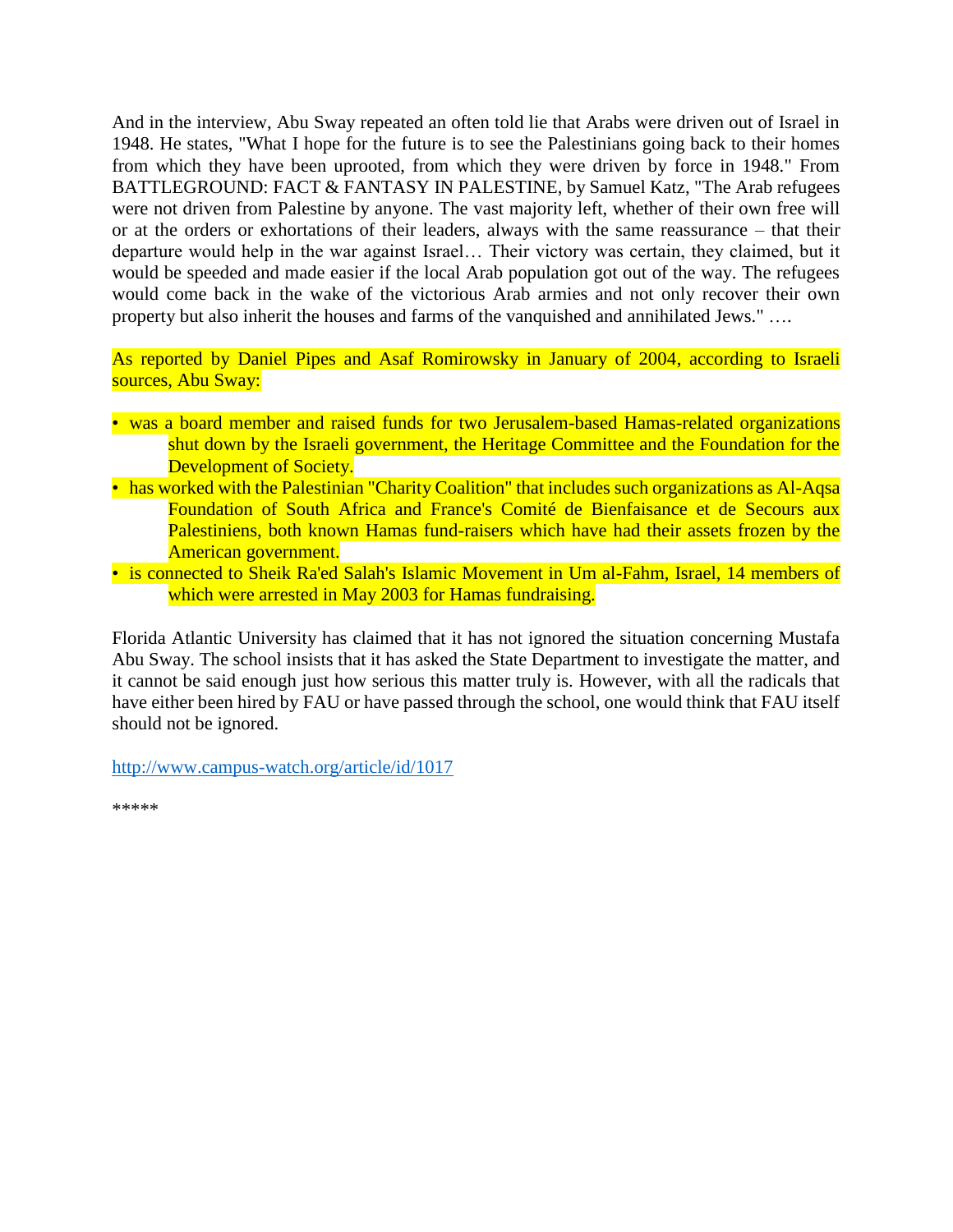And in the interview, Abu Sway repeated an often told lie that Arabs were driven out of Israel in 1948. He states, "What I hope for the future is to see the Palestinians going back to their homes from which they have been uprooted, from which they were driven by force in 1948." From BATTLEGROUND: FACT & FANTASY IN PALESTINE, by Samuel Katz, "The Arab refugees were not driven from Palestine by anyone. The vast majority left, whether of their own free will or at the orders or exhortations of their leaders, always with the same reassurance – that their departure would help in the war against Israel… Their victory was certain, they claimed, but it would be speeded and made easier if the local Arab population got out of the way. The refugees would come back in the wake of the victorious Arab armies and not only recover their own property but also inherit the houses and farms of the vanquished and annihilated Jews." ….

As reported by Daniel Pipes and Asaf Romirowsky in January of 2004, according to Israeli sources, Abu Sway:

- was a board member and raised funds for two Jerusalem-based Hamas-related organizations shut down by the Israeli government, the Heritage Committee and the Foundation for the Development of Society.
- has worked with the Palestinian "Charity Coalition" that includes such organizations as Al-Aqsa Foundation of South Africa and France's Comité de Bienfaisance et de Secours aux Palestiniens, both known Hamas fund-raisers which have had their assets frozen by the American government.
- is connected to Sheik Ra'ed Salah's Islamic Movement in Um al-Fahm, Israel, 14 members of which were arrested in May 2003 for Hamas fundraising.

Florida Atlantic University has claimed that it has not ignored the situation concerning Mustafa Abu Sway. The school insists that it has asked the State Department to investigate the matter, and it cannot be said enough just how serious this matter truly is. However, with all the radicals that have either been hired by FAU or have passed through the school, one would think that FAU itself should not be ignored.

http://www.campus-watch.org/article/id/1017

*****